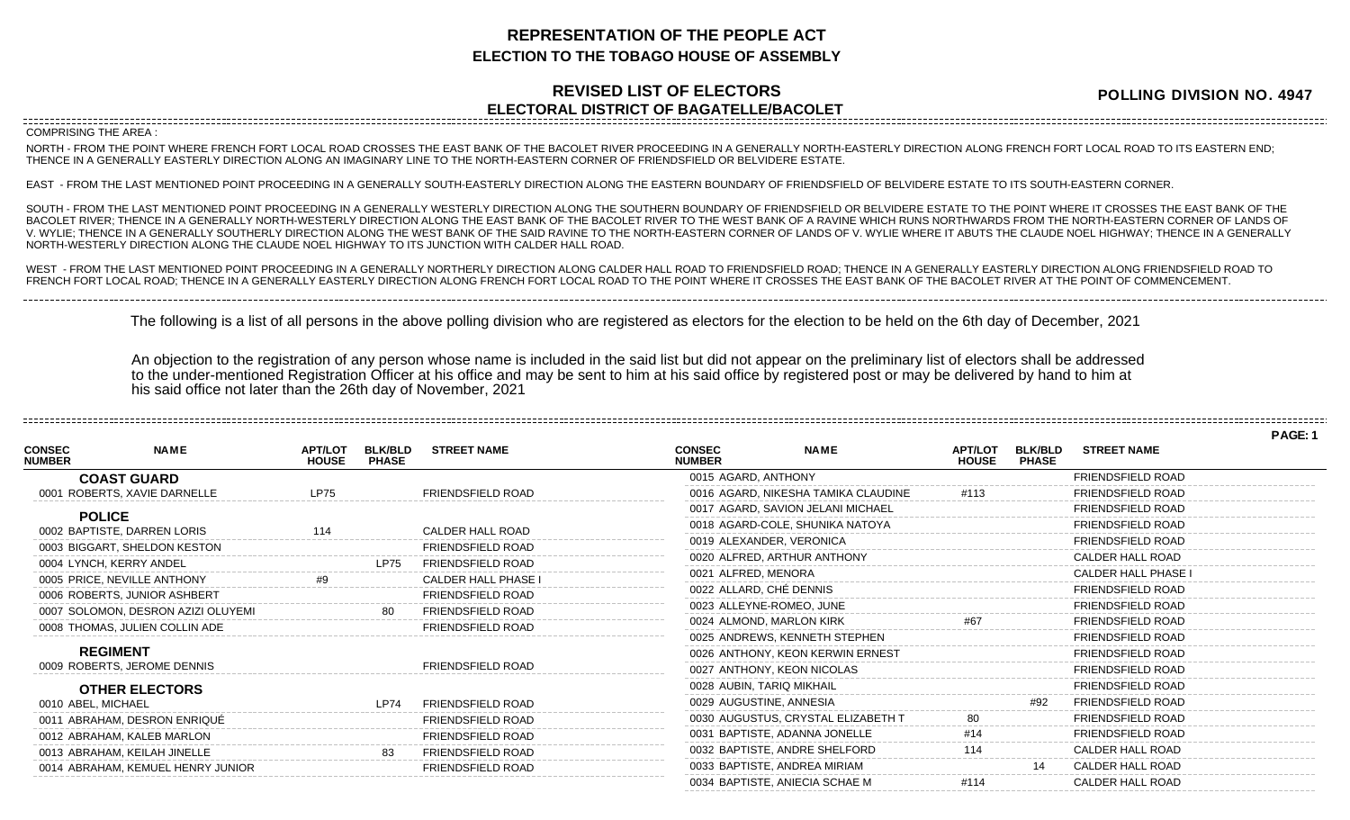# REPRESENTATION OF THE PEOPLE ACT
## ELECTION TO THE TOBAGO HOUSE OF ASSEMBLY

## REVISED LIST OF ELECTORS
## ELECTORAL DISTRICT OF BAGATELLE/BACOLET

**POLLING DIVISION NO. 4947**

COMPRISING THE AREA :

NORTH - FROM THE POINT WHERE FRENCH FORT LOCAL ROAD CROSSES THE EAST BANK OF THE BACOLET RIVER PROCEEDING IN A GENERALLY NORTH-EASTERLY DIRECTION ALONG FRENCH FORT LOCAL ROAD TO ITS EASTERN END; THENCE IN A GENERALLY EASTERLY DIRECTION ALONG AN IMAGINARY LINE TO THE NORTH-EASTERN CORNER OF FRIENDSFIELD OR BELVIDERE ESTATE.

EAST - FROM THE LAST MENTIONED POINT PROCEEDING IN A GENERALLY SOUTH-EASTERLY DIRECTION ALONG THE EASTERN BOUNDARY OF FRIENDSFIELD OF BELVIDERE ESTATE TO ITS SOUTH-EASTERN CORNER.

SOUTH - FROM THE LAST MENTIONED POINT PROCEEDING IN A GENERALLY WESTERLY DIRECTION ALONG THE SOUTHERN BOUNDARY OF FRIENDSFIELD OR BELVIDERE ESTATE TO THE POINT WHERE IT CROSSES THE EAST BANK OF THE BACOLET RIVER; THENCE IN A GENERALLY NORTH-WESTERLY DIRECTION ALONG THE EAST BANK OF THE BACOLET RIVER TO THE WEST BANK OF A RAVINE WHICH RUNS NORTHWARDS FROM THE NORTH-EASTERN CORNER OF LANDS OF V. WYLIE; THENCE IN A GENERALLY SOUTHERLY DIRECTION ALONG THE WEST BANK OF THE SAID RAVINE TO THE NORTH-EASTERN CORNER OF LANDS OF V. WYLIE WHERE IT ABUTS THE CLAUDE NOEL HIGHWAY; THENCE IN A GENERALLY NORTH-WESTERLY DIRECTION ALONG THE CLAUDE NOEL HIGHWAY TO ITS JUNCTION WITH CALDER HALL ROAD.

WEST - FROM THE LAST MENTIONED POINT PROCEEDING IN A GENERALLY NORTHERLY DIRECTION ALONG CALDER HALL ROAD TO FRIENDSFIELD ROAD; THENCE IN A GENERALLY EASTERLY DIRECTION ALONG FRIENDSFIELD ROAD TO FRENCH FORT LOCAL ROAD; THENCE IN A GENERALLY EASTERLY DIRECTION ALONG FRENCH FORT LOCAL ROAD TO THE POINT WHERE IT CROSSES THE EAST BANK OF THE BACOLET RIVER AT THE POINT OF COMMENCEMENT.

The following is a list of all persons in the above polling division who are registered as electors for the election to be held on the 6th day of December, 2021

An objection to the registration of any person whose name is included in the said list but did not appear on the preliminary list of electors shall be addressed to the under-mentioned Registration Officer at his office and may be sent to him at his said office by registered post or may be delivered by hand to him at his said office not later than the 26th day of November, 2021

| CONSEC NUMBER | NAME | APT/LOT HOUSE | BLK/BLD PHASE | STREET NAME |
|---|---|---|---|---|
| | **COAST GUARD** | | | |
| 0001 | ROBERTS, XAVIE DARNELLE | LP75 | | FRIENDSFIELD ROAD |
| | **POLICE** | | | |
| 0002 | BAPTISTE, DARREN LORIS | 114 | | CALDER HALL ROAD |
| 0003 | BIGGART, SHELDON KESTON | | | FRIENDSFIELD ROAD |
| 0004 | LYNCH, KERRY ANDEL | | LP75 | FRIENDSFIELD ROAD |
| 0005 | PRICE, NEVILLE ANTHONY | #9 | | CALDER HALL PHASE I |
| 0006 | ROBERTS, JUNIOR ASHBERT | | | FRIENDSFIELD ROAD |
| 0007 | SOLOMON, DESRON AZIZI OLUYEMI | | 80 | FRIENDSFIELD ROAD |
| 0008 | THOMAS, JULIEN COLLIN ADE | | | FRIENDSFIELD ROAD |
| | **REGIMENT** | | | |
| 0009 | ROBERTS, JEROME DENNIS | | | FRIENDSFIELD ROAD |
| | **OTHER ELECTORS** | | | |
| 0010 | ABEL, MICHAEL | | LP74 | FRIENDSFIELD ROAD |
| 0011 | ABRAHAM, DESRON ENRIQUÉ | | | FRIENDSFIELD ROAD |
| 0012 | ABRAHAM, KALEB MARLON | | | FRIENDSFIELD ROAD |
| 0013 | ABRAHAM, KEILAH JINELLE | | 83 | FRIENDSFIELD ROAD |
| 0014 | ABRAHAM, KEMUEL HENRY JUNIOR | | | FRIENDSFIELD ROAD |
| 0015 | AGARD, ANTHONY | | | FRIENDSFIELD ROAD |
| 0016 | AGARD, NIKESHA TAMIKA CLAUDINE | #113 | | FRIENDSFIELD ROAD |
| 0017 | AGARD, SAVION JELANI MICHAEL | | | FRIENDSFIELD ROAD |
| 0018 | AGARD-COLE, SHUNIKA NATOYA | | | FRIENDSFIELD ROAD |
| 0019 | ALEXANDER, VERONICA | | | FRIENDSFIELD ROAD |
| 0020 | ALFRED, ARTHUR ANTHONY | | | CALDER HALL ROAD |
| 0021 | ALFRED, MENORA | | | CALDER HALL PHASE I |
| 0022 | ALLARD, CHÉ DENNIS | | | FRIENDSFIELD ROAD |
| 0023 | ALLEYNE-ROMEO, JUNE | | | FRIENDSFIELD ROAD |
| 0024 | ALMOND, MARLON KIRK | #67 | | FRIENDSFIELD ROAD |
| 0025 | ANDREWS, KENNETH STEPHEN | | | FRIENDSFIELD ROAD |
| 0026 | ANTHONY, KEON KERWIN ERNEST | | | FRIENDSFIELD ROAD |
| 0027 | ANTHONY, KEON NICOLAS | | | FRIENDSFIELD ROAD |
| 0028 | AUBIN, TARIQ MIKHAIL | | | FRIENDSFIELD ROAD |
| 0029 | AUGUSTINE, ANNESIA | | #92 | FRIENDSFIELD ROAD |
| 0030 | AUGUSTUS, CRYSTAL ELIZABETH T | 80 | | FRIENDSFIELD ROAD |
| 0031 | BAPTISTE, ADANNA JONELLE | #14 | | FRIENDSFIELD ROAD |
| 0032 | BAPTISTE, ANDRE SHELFORD | 114 | | CALDER HALL ROAD |
| 0033 | BAPTISTE, ANDREA MIRIAM | | 14 | CALDER HALL ROAD |
| 0034 | BAPTISTE, ANIECIA SCHAE M | #114 | | CALDER HALL ROAD |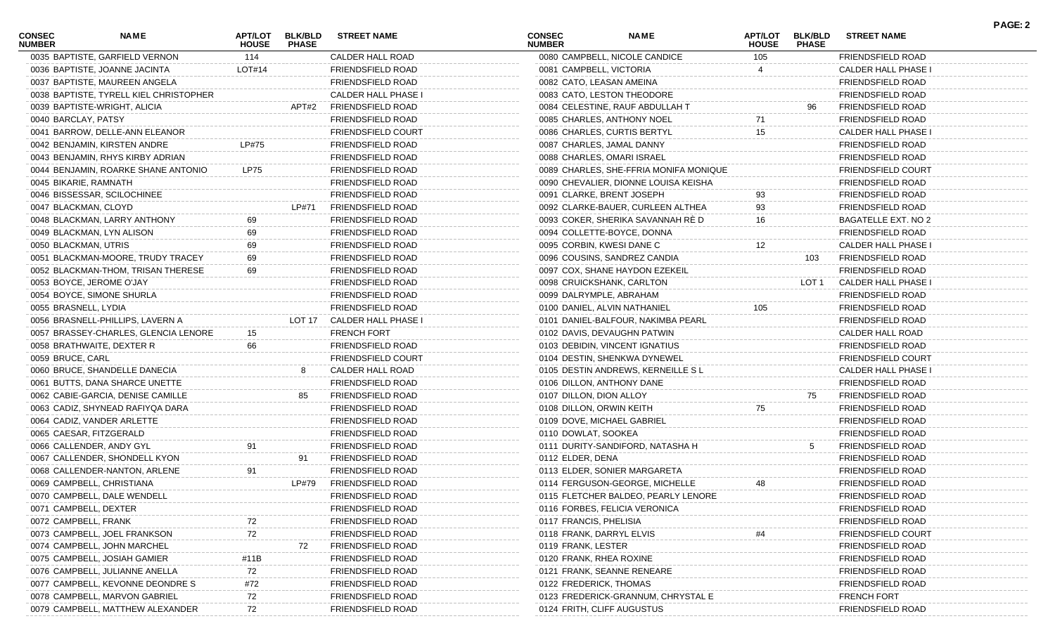| CONSEC NUMBER | NAME | APT/LOT HOUSE | BLK/BLD PHASE | STREET NAME |
|---|---|---|---|---|
| 0035 | BAPTISTE, GARFIELD VERNON | 114 | | CALDER HALL ROAD |
| 0036 | BAPTISTE, JOANNE JACINTA | LOT#14 | | FRIENDSFIELD ROAD |
| 0037 | BAPTISTE, MAUREEN ANGELA | | | FRIENDSFIELD ROAD |
| 0038 | BAPTISTE, TYRELL KIEL CHRISTOPHER | | | CALDER HALL PHASE I |
| 0039 | BAPTISTE-WRIGHT, ALICIA | | APT#2 | FRIENDSFIELD ROAD |
| 0040 | BARCLAY, PATSY | | | FRIENDSFIELD ROAD |
| 0041 | BARROW, DELLE-ANN ELEANOR | | | FRIENDSFIELD COURT |
| 0042 | BENJAMIN, KIRSTEN ANDRE | LP#75 | | FRIENDSFIELD ROAD |
| 0043 | BENJAMIN, RHYS KIRBY ADRIAN | | | FRIENDSFIELD ROAD |
| 0044 | BENJAMIN, ROARKE SHANE ANTONIO | LP75 | | FRIENDSFIELD ROAD |
| 0045 | BIKARIE, RAMNATH | | | FRIENDSFIELD ROAD |
| 0046 | BISSESSAR, SCILOCHINEE | | | FRIENDSFIELD ROAD |
| 0047 | BLACKMAN, CLOYD | | LP#71 | FRIENDSFIELD ROAD |
| 0048 | BLACKMAN, LARRY ANTHONY | 69 | | FRIENDSFIELD ROAD |
| 0049 | BLACKMAN, LYN ALISON | 69 | | FRIENDSFIELD ROAD |
| 0050 | BLACKMAN, UTRIS | 69 | | FRIENDSFIELD ROAD |
| 0051 | BLACKMAN-MOORE, TRUDY TRACEY | 69 | | FRIENDSFIELD ROAD |
| 0052 | BLACKMAN-THOM, TRISAN THERESE | 69 | | FRIENDSFIELD ROAD |
| 0053 | BOYCE, JEROME O'JAY | | | FRIENDSFIELD ROAD |
| 0054 | BOYCE, SIMONE SHURLA | | | FRIENDSFIELD ROAD |
| 0055 | BRASNELL, LYDIA | | | FRIENDSFIELD ROAD |
| 0056 | BRASNELL-PHILLIPS, LAVERN A | | LOT 17 | CALDER HALL PHASE I |
| 0057 | BRASSEY-CHARLES, GLENCIA LENORE | 15 | | FRENCH FORT |
| 0058 | BRATHWAITE, DEXTER R | 66 | | FRIENDSFIELD ROAD |
| 0059 | BRUCE, CARL | | | FRIENDSFIELD COURT |
| 0060 | BRUCE, SHANDELLE DANECIA | | 8 | CALDER HALL ROAD |
| 0061 | BUTTS, DANA SHARCE UNETTE | | | FRIENDSFIELD ROAD |
| 0062 | CABIE-GARCIA, DENISE CAMILLE | | 85 | FRIENDSFIELD ROAD |
| 0063 | CADIZ, SHYNEAD RAFIYQA DARA | | | FRIENDSFIELD ROAD |
| 0064 | CADIZ, VANDER ARLETTE | | | FRIENDSFIELD ROAD |
| 0065 | CAESAR, FITZGERALD | | | FRIENDSFIELD ROAD |
| 0066 | CALLENDER, ANDY GYL | 91 | | FRIENDSFIELD ROAD |
| 0067 | CALLENDER, SHONDELL KYON | | 91 | FRIENDSFIELD ROAD |
| 0068 | CALLENDER-NANTON, ARLENE | 91 | | FRIENDSFIELD ROAD |
| 0069 | CAMPBELL, CHRISTIANA | | LP#79 | FRIENDSFIELD ROAD |
| 0070 | CAMPBELL, DALE WENDELL | | | FRIENDSFIELD ROAD |
| 0071 | CAMPBELL, DEXTER | | | FRIENDSFIELD ROAD |
| 0072 | CAMPBELL, FRANK | 72 | | FRIENDSFIELD ROAD |
| 0073 | CAMPBELL, JOEL FRANKSON | 72 | | FRIENDSFIELD ROAD |
| 0074 | CAMPBELL, JOHN MARCHEL | | 72 | FRIENDSFIELD ROAD |
| 0075 | CAMPBELL, JOSIAH GAMIER | #11B | | FRIENDSFIELD ROAD |
| 0076 | CAMPBELL, JULIANNE ANELLA | 72 | | FRIENDSFIELD ROAD |
| 0077 | CAMPBELL, KEVONNE DEONDRE S | #72 | | FRIENDSFIELD ROAD |
| 0078 | CAMPBELL, MARVON GABRIEL | 72 | | FRIENDSFIELD ROAD |
| 0079 | CAMPBELL, MATTHEW ALEXANDER | 72 | | FRIENDSFIELD ROAD |
| 0080 | CAMPBELL, NICOLE CANDICE | 105 | | FRIENDSFIELD ROAD |
| 0081 | CAMPBELL, VICTORIA | 4 | | CALDER HALL PHASE I |
| 0082 | CATO, LEASAN AMEINA | | | FRIENDSFIELD ROAD |
| 0083 | CATO, LESTON THEODORE | | | FRIENDSFIELD ROAD |
| 0084 | CELESTINE, RAUF ABDULLAH T | | 96 | FRIENDSFIELD ROAD |
| 0085 | CHARLES, ANTHONY NOEL | 71 | | FRIENDSFIELD ROAD |
| 0086 | CHARLES, CURTIS BERTYL | 15 | | CALDER HALL PHASE I |
| 0087 | CHARLES, JAMAL DANNY | | | FRIENDSFIELD ROAD |
| 0088 | CHARLES, OMARI ISRAEL | | | FRIENDSFIELD ROAD |
| 0089 | CHARLES, SHE-FFRIA MONIFA MONIQUE | | | FRIENDSFIELD COURT |
| 0090 | CHEVALIER, DIONNE LOUISA KEISHA | | | FRIENDSFIELD ROAD |
| 0091 | CLARKE, BRENT JOSEPH | 93 | | FRIENDSFIELD ROAD |
| 0092 | CLARKE-BAUER, CURLEEN ALTHEA | 93 | | FRIENDSFIELD ROAD |
| 0093 | COKER, SHERIKA SAVANNAH RÈ D | 16 | | BAGATELLE EXT. NO 2 |
| 0094 | COLLETTE-BOYCE, DONNA | | | FRIENDSFIELD ROAD |
| 0095 | CORBIN, KWESI DANE C | 12 | | CALDER HALL PHASE I |
| 0096 | COUSINS, SANDREZ CANDIA | | 103 | FRIENDSFIELD ROAD |
| 0097 | COX, SHANE HAYDON EZEKEIL | | | FRIENDSFIELD ROAD |
| 0098 | CRUICKSHANK, CARLTON | | LOT 1 | CALDER HALL PHASE I |
| 0099 | DALRYMPLE, ABRAHAM | | | FRIENDSFIELD ROAD |
| 0100 | DANIEL, ALVIN NATHANIEL | 105 | | FRIENDSFIELD ROAD |
| 0101 | DANIEL-BALFOUR, NAKIMBA PEARL | | | FRIENDSFIELD ROAD |
| 0102 | DAVIS, DEVAUGHN PATWIN | | | CALDER HALL ROAD |
| 0103 | DEBIDIN, VINCENT IGNATIUS | | | FRIENDSFIELD ROAD |
| 0104 | DESTIN, SHENKWA DYNEWEL | | | FRIENDSFIELD COURT |
| 0105 | DESTIN ANDREWS, KERNEILLE S L | | | CALDER HALL PHASE I |
| 0106 | DILLON, ANTHONY DANE | | | FRIENDSFIELD ROAD |
| 0107 | DILLON, DION ALLOY | | 75 | FRIENDSFIELD ROAD |
| 0108 | DILLON, ORWIN KEITH | 75 | | FRIENDSFIELD ROAD |
| 0109 | DOVE, MICHAEL GABRIEL | | | FRIENDSFIELD ROAD |
| 0110 | DOWLAT, SOOKEA | | | FRIENDSFIELD ROAD |
| 0111 | DURITY-SANDIFORD, NATASHA H | | 5 | FRIENDSFIELD ROAD |
| 0112 | ELDER, DENA | | | FRIENDSFIELD ROAD |
| 0113 | ELDER, SONIER MARGARETA | | | FRIENDSFIELD ROAD |
| 0114 | FERGUSON-GEORGE, MICHELLE | 48 | | FRIENDSFIELD ROAD |
| 0115 | FLETCHER BALDEO, PEARLY LENORE | | | FRIENDSFIELD ROAD |
| 0116 | FORBES, FELICIA VERONICA | | | FRIENDSFIELD ROAD |
| 0117 | FRANCIS, PHELISIA | | | FRIENDSFIELD ROAD |
| 0118 | FRANK, DARRYL ELVIS | #4 | | FRIENDSFIELD COURT |
| 0119 | FRANK, LESTER | | | FRIENDSFIELD ROAD |
| 0120 | FRANK, RHEA ROXINE | | | FRIENDSFIELD ROAD |
| 0121 | FRANK, SEANNE RENEARE | | | FRIENDSFIELD ROAD |
| 0122 | FREDERICK, THOMAS | | | FRIENDSFIELD ROAD |
| 0123 | FREDERICK-GRANNUM, CHRYSTAL E | | | FRENCH FORT |
| 0124 | FRITH, CLIFF AUGUSTUS | | | FRIENDSFIELD ROAD |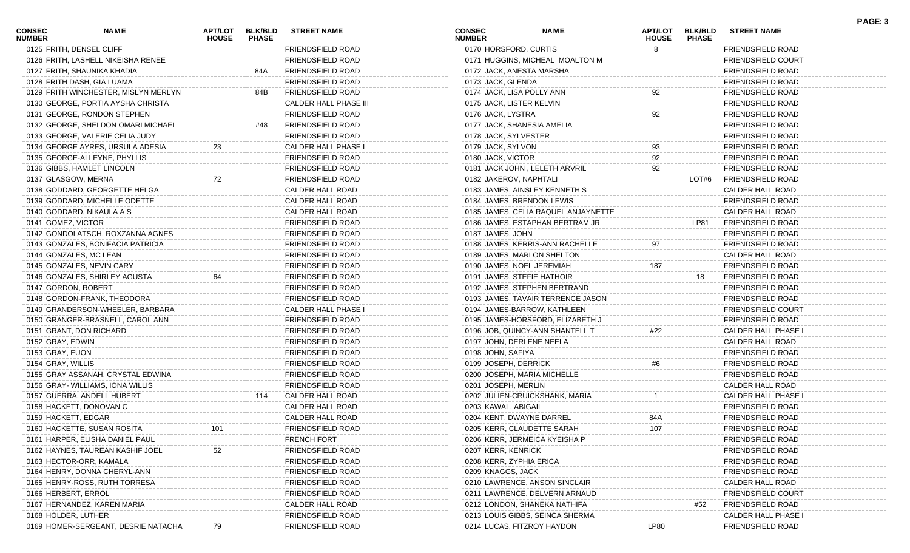| CONSEC NUMBER | NAME | APT/LOT HOUSE | BLK/BLD PHASE | STREET NAME |
|---|---|---|---|---|
| 0125 | FRITH, DENSEL CLIFF | | | FRIENDSFIELD ROAD |
| 0126 | FRITH, LASHELL NIKEISHA RENEE | | | FRIENDSFIELD ROAD |
| 0127 | FRITH, SHAUNIKA KHADIA | | 84A | FRIENDSFIELD ROAD |
| 0128 | FRITH DASH, GIA LUAMA | | | FRIENDSFIELD ROAD |
| 0129 | FRITH WINCHESTER, MISLYN MERLYN | | 84B | FRIENDSFIELD ROAD |
| 0130 | GEORGE, PORTIA AYSHA CHRISTA | | | CALDER HALL PHASE III |
| 0131 | GEORGE, RONDON STEPHEN | | | FRIENDSFIELD ROAD |
| 0132 | GEORGE, SHELDON OMARI MICHAEL | | #48 | FRIENDSFIELD ROAD |
| 0133 | GEORGE, VALERIE CELIA JUDY | | | FRIENDSFIELD ROAD |
| 0134 | GEORGE AYRES, URSULA ADESIA | 23 | | CALDER HALL PHASE I |
| 0135 | GEORGE-ALLEYNE, PHYLLIS | | | FRIENDSFIELD ROAD |
| 0136 | GIBBS, HAMLET LINCOLN | | | FRIENDSFIELD ROAD |
| 0137 | GLASGOW, MERNA | 72 | | FRIENDSFIELD ROAD |
| 0138 | GODDARD, GEORGETTE HELGA | | | CALDER HALL ROAD |
| 0139 | GODDARD, MICHELLE ODETTE | | | CALDER HALL ROAD |
| 0140 | GODDARD, NIKAULA A S | | | CALDER HALL ROAD |
| 0141 | GOMEZ, VICTOR | | | FRIENDSFIELD ROAD |
| 0142 | GONDOLATSCH, ROXZANNA AGNES | | | FRIENDSFIELD ROAD |
| 0143 | GONZALES, BONIFACIA PATRICIA | | | FRIENDSFIELD ROAD |
| 0144 | GONZALES, MC LEAN | | | FRIENDSFIELD ROAD |
| 0145 | GONZALES, NEVIN CARY | | | FRIENDSFIELD ROAD |
| 0146 | GONZALES, SHIRLEY AGUSTA | 64 | | FRIENDSFIELD ROAD |
| 0147 | GORDON, ROBERT | | | FRIENDSFIELD ROAD |
| 0148 | GORDON-FRANK, THEODORA | | | FRIENDSFIELD ROAD |
| 0149 | GRANDERSON-WHEELER, BARBARA | | | CALDER HALL PHASE I |
| 0150 | GRANGER-BRASNELL, CAROL ANN | | | FRIENDSFIELD ROAD |
| 0151 | GRANT, DON RICHARD | | | FRIENDSFIELD ROAD |
| 0152 | GRAY, EDWIN | | | FRIENDSFIELD ROAD |
| 0153 | GRAY, EUON | | | FRIENDSFIELD ROAD |
| 0154 | GRAY, WILLIS | | | FRIENDSFIELD ROAD |
| 0155 | GRAY ASSANAH, CRYSTAL EDWINA | | | FRIENDSFIELD ROAD |
| 0156 | GRAY- WILLIAMS, IONA WILLIS | | | FRIENDSFIELD ROAD |
| 0157 | GUERRA, ANDELL HUBERT | | 114 | CALDER HALL ROAD |
| 0158 | HACKETT, DONOVAN C | | | CALDER HALL ROAD |
| 0159 | HACKETT, EDGAR | | | CALDER HALL ROAD |
| 0160 | HACKETTE, SUSAN ROSITA | 101 | | FRIENDSFIELD ROAD |
| 0161 | HARPER, ELISHA DANIEL PAUL | | | FRENCH FORT |
| 0162 | HAYNES, TAUREAN KASHIF JOEL | 52 | | FRIENDSFIELD ROAD |
| 0163 | HECTOR-ORR, KAMALA | | | FRIENDSFIELD ROAD |
| 0164 | HENRY, DONNA CHERYL-ANN | | | FRIENDSFIELD ROAD |
| 0165 | HENRY-ROSS, RUTH TORRESA | | | FRIENDSFIELD ROAD |
| 0166 | HERBERT, ERROL | | | FRIENDSFIELD ROAD |
| 0167 | HERNANDEZ, KAREN MARIA | | | CALDER HALL ROAD |
| 0168 | HOLDER, LUTHER | | | FRIENDSFIELD ROAD |
| 0169 | HOMER-SERGEANT, DESRIE NATACHA | 79 | | FRIENDSFIELD ROAD |
| 0170 | HORSFORD, CURTIS | 8 | | FRIENDSFIELD ROAD |
| 0171 | HUGGINS, MICHEAL MOALTON M | | | FRIENDSFIELD COURT |
| 0172 | JACK, ANESTA MARSHA | | | FRIENDSFIELD ROAD |
| 0173 | JACK, GLENDA | | | FRIENDSFIELD ROAD |
| 0174 | JACK, LISA POLLY ANN | 92 | | FRIENDSFIELD ROAD |
| 0175 | JACK, LISTER KELVIN | | | FRIENDSFIELD ROAD |
| 0176 | JACK, LYSTRA | 92 | | FRIENDSFIELD ROAD |
| 0177 | JACK, SHANESIA AMELIA | | | FRIENDSFIELD ROAD |
| 0178 | JACK, SYLVESTER | | | FRIENDSFIELD ROAD |
| 0179 | JACK, SYLVON | 93 | | FRIENDSFIELD ROAD |
| 0180 | JACK, VICTOR | 92 | | FRIENDSFIELD ROAD |
| 0181 | JACK JOHN , LELETH ARVRIL | 92 | | FRIENDSFIELD ROAD |
| 0182 | JAKEROV, NAPHTALI | | LOT#6 | FRIENDSFIELD ROAD |
| 0183 | JAMES, AINSLEY KENNETH S | | | CALDER HALL ROAD |
| 0184 | JAMES, BRENDON LEWIS | | | FRIENDSFIELD ROAD |
| 0185 | JAMES, CELIA RAQUEL ANJAYNETTE | | | CALDER HALL ROAD |
| 0186 | JAMES, ESTAPHAN BERTRAM JR | | LP81 | FRIENDSFIELD ROAD |
| 0187 | JAMES, JOHN | | | FRIENDSFIELD ROAD |
| 0188 | JAMES, KERRIS-ANN RACHELLE | 97 | | FRIENDSFIELD ROAD |
| 0189 | JAMES, MARLON SHELTON | | | CALDER HALL ROAD |
| 0190 | JAMES, NOEL JEREMIAH | 187 | | FRIENDSFIELD ROAD |
| 0191 | JAMES, STEFIE HATHOIR | | 18 | FRIENDSFIELD ROAD |
| 0192 | JAMES, STEPHEN BERTRAND | | | FRIENDSFIELD ROAD |
| 0193 | JAMES, TAVAIR TERRENCE JASON | | | FRIENDSFIELD ROAD |
| 0194 | JAMES-BARROW, KATHLEEN | | | FRIENDSFIELD COURT |
| 0195 | JAMES-HORSFORD, ELIZABETH J | | | FRIENDSFIELD ROAD |
| 0196 | JOB, QUINCY-ANN SHANTELL T | #22 | | CALDER HALL PHASE I |
| 0197 | JOHN, DERLENE NEELA | | | CALDER HALL ROAD |
| 0198 | JOHN, SAFIYA | | | FRIENDSFIELD ROAD |
| 0199 | JOSEPH, DERRICK | #6 | | FRIENDSFIELD ROAD |
| 0200 | JOSEPH, MARIA MICHELLE | | | FRIENDSFIELD ROAD |
| 0201 | JOSEPH, MERLIN | | | CALDER HALL ROAD |
| 0202 | JULIEN-CRUICKSHANK, MARIA | 1 | | CALDER HALL PHASE I |
| 0203 | KAWAL, ABIGAIL | | | FRIENDSFIELD ROAD |
| 0204 | KENT, DWAYNE DARREL | 84A | | FRIENDSFIELD ROAD |
| 0205 | KERR, CLAUDETTE SARAH | 107 | | FRIENDSFIELD ROAD |
| 0206 | KERR, JERMEICA KYEISHA P | | | FRIENDSFIELD ROAD |
| 0207 | KERR, KENRICK | | | FRIENDSFIELD ROAD |
| 0208 | KERR, ZYPHIA ERICA | | | FRIENDSFIELD ROAD |
| 0209 | KNAGGS, JACK | | | FRIENDSFIELD ROAD |
| 0210 | LAWRENCE, ANSON SINCLAIR | | | CALDER HALL ROAD |
| 0211 | LAWRENCE, DELVERN ARNAUD | | | FRIENDSFIELD COURT |
| 0212 | LONDON, SHANEKA NATHIFA | | #52 | FRIENDSFIELD ROAD |
| 0213 | LOUIS GIBBS, SEINCA SHERMA | | | CALDER HALL PHASE I |
| 0214 | LUCAS, FITZROY HAYDON | LP80 | | FRIENDSFIELD ROAD |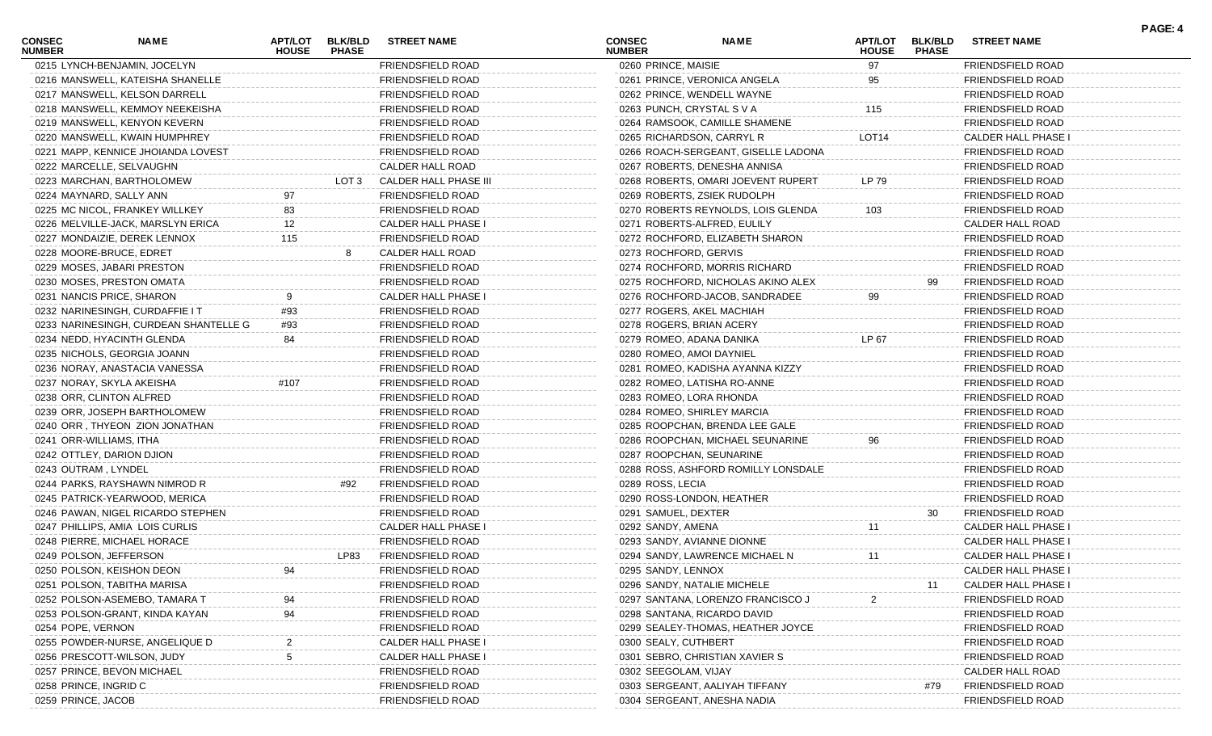| CONSEC NUMBER | NAME | APT/LOT HOUSE | BLK/BLD PHASE | STREET NAME |
|---|---|---|---|---|
| 0215 | LYNCH-BENJAMIN, JOCELYN | | | FRIENDSFIELD ROAD |
| 0216 | MANSWELL, KATEISHA SHANELLE | | | FRIENDSFIELD ROAD |
| 0217 | MANSWELL, KELSON DARRELL | | | FRIENDSFIELD ROAD |
| 0218 | MANSWELL, KEMMOY NEEKEISHA | | | FRIENDSFIELD ROAD |
| 0219 | MANSWELL, KENYON KEVERN | | | FRIENDSFIELD ROAD |
| 0220 | MANSWELL, KWAIN HUMPHREY | | | FRIENDSFIELD ROAD |
| 0221 | MAPP, KENNICE JHOIANDA LOVEST | | | FRIENDSFIELD ROAD |
| 0222 | MARCELLE, SELVAUGHN | | | CALDER HALL ROAD |
| 0223 | MARCHAN, BARTHOLOMEW | | LOT 3 | CALDER HALL PHASE III |
| 0224 | MAYNARD, SALLY ANN | 97 | | FRIENDSFIELD ROAD |
| 0225 | MC NICOL, FRANKEY WILLKEY | 83 | | FRIENDSFIELD ROAD |
| 0226 | MELVILLE-JACK, MARSLYN ERICA | 12 | | CALDER HALL PHASE I |
| 0227 | MONDAIZIE, DEREK LENNOX | 115 | | FRIENDSFIELD ROAD |
| 0228 | MOORE-BRUCE, EDRET | | 8 | CALDER HALL ROAD |
| 0229 | MOSES, JABARI PRESTON | | | FRIENDSFIELD ROAD |
| 0230 | MOSES, PRESTON OMATA | | | FRIENDSFIELD ROAD |
| 0231 | NANCIS PRICE, SHARON | 9 | | CALDER HALL PHASE I |
| 0232 | NARINESINGH, CURDAFFIE I T | #93 | | FRIENDSFIELD ROAD |
| 0233 | NARINESINGH, CURDEAN SHANTELLE G | #93 | | FRIENDSFIELD ROAD |
| 0234 | NEDD, HYACINTH GLENDA | 84 | | FRIENDSFIELD ROAD |
| 0235 | NICHOLS, GEORGIA JOANN | | | FRIENDSFIELD ROAD |
| 0236 | NORAY, ANASTACIA VANESSA | | | FRIENDSFIELD ROAD |
| 0237 | NORAY, SKYLA AKEISHA | #107 | | FRIENDSFIELD ROAD |
| 0238 | ORR, CLINTON ALFRED | | | FRIENDSFIELD ROAD |
| 0239 | ORR, JOSEPH BARTHOLOMEW | | | FRIENDSFIELD ROAD |
| 0240 | ORR , THYEON ZION JONATHAN | | | FRIENDSFIELD ROAD |
| 0241 | ORR-WILLIAMS, ITHA | | | FRIENDSFIELD ROAD |
| 0242 | OTTLEY, DARION DJION | | | FRIENDSFIELD ROAD |
| 0243 | OUTRAM , LYNDEL | | | FRIENDSFIELD ROAD |
| 0244 | PARKS, RAYSHAWN NIMROD R | | #92 | FRIENDSFIELD ROAD |
| 0245 | PATRICK-YEARWOOD, MERICA | | | FRIENDSFIELD ROAD |
| 0246 | PAWAN, NIGEL RICARDO STEPHEN | | | FRIENDSFIELD ROAD |
| 0247 | PHILLIPS, AMIA LOIS CURLIS | | | CALDER HALL PHASE I |
| 0248 | PIERRE, MICHAEL HORACE | | | FRIENDSFIELD ROAD |
| 0249 | POLSON, JEFFERSON | | LP83 | FRIENDSFIELD ROAD |
| 0250 | POLSON, KEISHON DEON | 94 | | FRIENDSFIELD ROAD |
| 0251 | POLSON, TABITHA MARISA | | | FRIENDSFIELD ROAD |
| 0252 | POLSON-ASEMEBO, TAMARA T | 94 | | FRIENDSFIELD ROAD |
| 0253 | POLSON-GRANT, KINDA KAYAN | 94 | | FRIENDSFIELD ROAD |
| 0254 | POPE, VERNON | | | FRIENDSFIELD ROAD |
| 0255 | POWDER-NURSE, ANGELIQUE D | 2 | | CALDER HALL PHASE I |
| 0256 | PRESCOTT-WILSON, JUDY | 5 | | CALDER HALL PHASE I |
| 0257 | PRINCE, BEVON MICHAEL | | | FRIENDSFIELD ROAD |
| 0258 | PRINCE, INGRID C | | | FRIENDSFIELD ROAD |
| 0259 | PRINCE, JACOB | | | FRIENDSFIELD ROAD |
| 0260 | PRINCE, MAISIE | 97 | | FRIENDSFIELD ROAD |
| 0261 | PRINCE, VERONICA ANGELA | 95 | | FRIENDSFIELD ROAD |
| 0262 | PRINCE, WENDELL WAYNE | | | FRIENDSFIELD ROAD |
| 0263 | PUNCH, CRYSTAL S V A | 115 | | FRIENDSFIELD ROAD |
| 0264 | RAMSOOK, CAMILLE SHAMENE | | | FRIENDSFIELD ROAD |
| 0265 | RICHARDSON, CARRYL R | LOT14 | | CALDER HALL PHASE I |
| 0266 | ROACH-SERGEANT, GISELLE LADONA | | | FRIENDSFIELD ROAD |
| 0267 | ROBERTS, DENESHA ANNISA | | | FRIENDSFIELD ROAD |
| 0268 | ROBERTS, OMARI JOEVENT RUPERT | LP 79 | | FRIENDSFIELD ROAD |
| 0269 | ROBERTS, ZSIEK RUDOLPH | | | FRIENDSFIELD ROAD |
| 0270 | ROBERTS REYNOLDS, LOIS GLENDA | 103 | | FRIENDSFIELD ROAD |
| 0271 | ROBERTS-ALFRED, EULILY | | | CALDER HALL ROAD |
| 0272 | ROCHFORD, ELIZABETH SHARON | | | FRIENDSFIELD ROAD |
| 0273 | ROCHFORD, GERVIS | | | FRIENDSFIELD ROAD |
| 0274 | ROCHFORD, MORRIS RICHARD | | | FRIENDSFIELD ROAD |
| 0275 | ROCHFORD, NICHOLAS AKINO ALEX | | 99 | FRIENDSFIELD ROAD |
| 0276 | ROCHFORD-JACOB, SANDRADEE | 99 | | FRIENDSFIELD ROAD |
| 0277 | ROGERS, AKEL MACHIAH | | | FRIENDSFIELD ROAD |
| 0278 | ROGERS, BRIAN ACERY | | | FRIENDSFIELD ROAD |
| 0279 | ROMEO, ADANA DANIKA | LP 67 | | FRIENDSFIELD ROAD |
| 0280 | ROMEO, AMOI DAYNIEL | | | FRIENDSFIELD ROAD |
| 0281 | ROMEO, KADISHA AYANNA KIZZY | | | FRIENDSFIELD ROAD |
| 0282 | ROMEO, LATISHA RO-ANNE | | | FRIENDSFIELD ROAD |
| 0283 | ROMEO, LORA RHONDA | | | FRIENDSFIELD ROAD |
| 0284 | ROMEO, SHIRLEY MARCIA | | | FRIENDSFIELD ROAD |
| 0285 | ROOPCHAN, BRENDA LEE GALE | | | FRIENDSFIELD ROAD |
| 0286 | ROOPCHAN, MICHAEL SEUNARINE | 96 | | FRIENDSFIELD ROAD |
| 0287 | ROOPCHAN, SEUNARINE | | | FRIENDSFIELD ROAD |
| 0288 | ROSS, ASHFORD ROMILLY LONSDALE | | | FRIENDSFIELD ROAD |
| 0289 | ROSS, LECIA | | | FRIENDSFIELD ROAD |
| 0290 | ROSS-LONDON, HEATHER | | | FRIENDSFIELD ROAD |
| 0291 | SAMUEL, DEXTER | | 30 | FRIENDSFIELD ROAD |
| 0292 | SANDY, AMENA | 11 | | CALDER HALL PHASE I |
| 0293 | SANDY, AVIANNE DIONNE | | | CALDER HALL PHASE I |
| 0294 | SANDY, LAWRENCE MICHAEL N | 11 | | CALDER HALL PHASE I |
| 0295 | SANDY, LENNOX | | | CALDER HALL PHASE I |
| 0296 | SANDY, NATALIE MICHELE | | 11 | CALDER HALL PHASE I |
| 0297 | SANTANA, LORENZO FRANCISCO J | 2 | | FRIENDSFIELD ROAD |
| 0298 | SANTANA, RICARDO DAVID | | | FRIENDSFIELD ROAD |
| 0299 | SEALEY-THOMAS, HEATHER JOYCE | | | FRIENDSFIELD ROAD |
| 0300 | SEALY, CUTHBERT | | | FRIENDSFIELD ROAD |
| 0301 | SEBRO, CHRISTIAN XAVIER S | | | FRIENDSFIELD ROAD |
| 0302 | SEEGOLAM, VIJAY | | | CALDER HALL ROAD |
| 0303 | SERGEANT, AALIYAH TIFFANY | | #79 | FRIENDSFIELD ROAD |
| 0304 | SERGEANT, ANESHA NADIA | | | FRIENDSFIELD ROAD |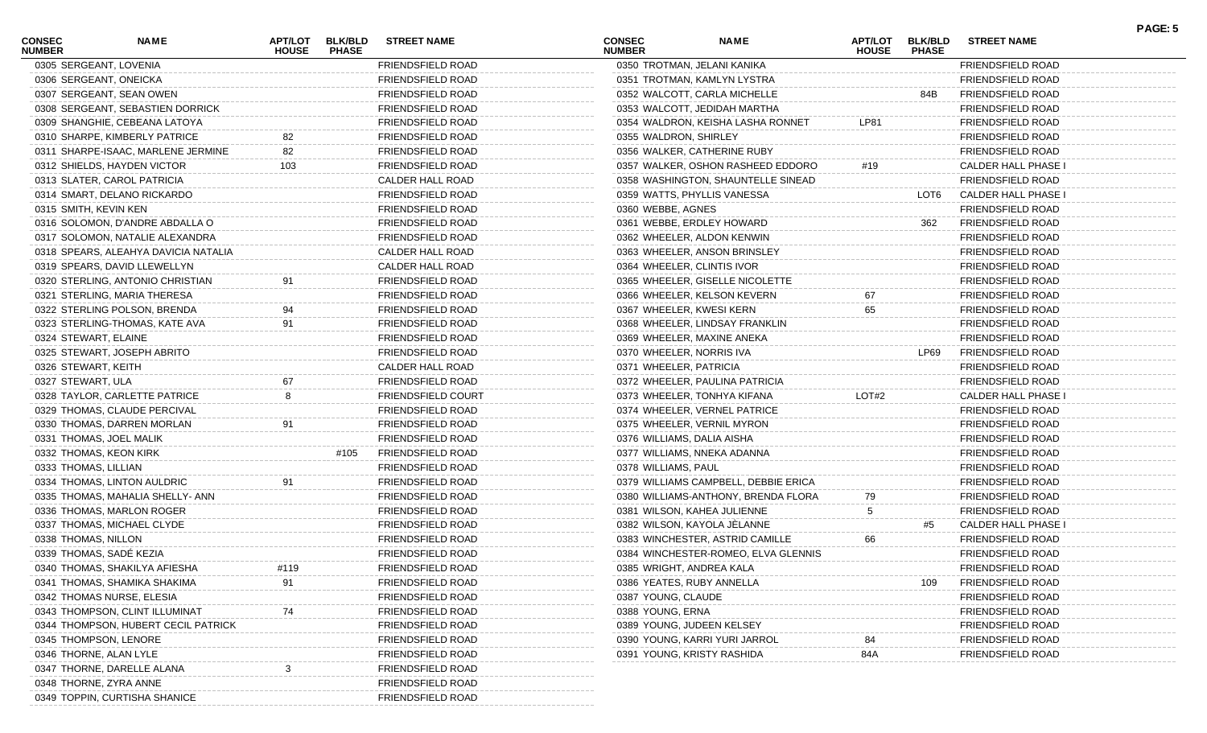| CONSEC NUMBER | NAME | APT/LOT HOUSE | BLK/BLD PHASE | STREET NAME |
|---|---|---|---|---|
| 0305 | SERGEANT, LOVENIA | | | FRIENDSFIELD ROAD |
| 0306 | SERGEANT, ONEICKA | | | FRIENDSFIELD ROAD |
| 0307 | SERGEANT, SEAN OWEN | | | FRIENDSFIELD ROAD |
| 0308 | SERGEANT, SEBASTIEN DORRICK | | | FRIENDSFIELD ROAD |
| 0309 | SHANGHIE, CEBEANA LATOYA | | | FRIENDSFIELD ROAD |
| 0310 | SHARPE, KIMBERLY PATRICE | 82 | | FRIENDSFIELD ROAD |
| 0311 | SHARPE-ISAAC, MARLENE JERMINE | 82 | | FRIENDSFIELD ROAD |
| 0312 | SHIELDS, HAYDEN VICTOR | 103 | | FRIENDSFIELD ROAD |
| 0313 | SLATER, CAROL PATRICIA | | | CALDER HALL ROAD |
| 0314 | SMART, DELANO RICKARDO | | | FRIENDSFIELD ROAD |
| 0315 | SMITH, KEVIN KEN | | | FRIENDSFIELD ROAD |
| 0316 | SOLOMON, D'ANDRE ABDALLA O | | | FRIENDSFIELD ROAD |
| 0317 | SOLOMON, NATALIE ALEXANDRA | | | FRIENDSFIELD ROAD |
| 0318 | SPEARS, ALEAHYA DAVICIA NATALIA | | | CALDER HALL ROAD |
| 0319 | SPEARS, DAVID LLEWELLYN | | | CALDER HALL ROAD |
| 0320 | STERLING, ANTONIO CHRISTIAN | 91 | | FRIENDSFIELD ROAD |
| 0321 | STERLING, MARIA THERESA | | | FRIENDSFIELD ROAD |
| 0322 | STERLING POLSON, BRENDA | 94 | | FRIENDSFIELD ROAD |
| 0323 | STERLING-THOMAS, KATE AVA | 91 | | FRIENDSFIELD ROAD |
| 0324 | STEWART, ELAINE | | | FRIENDSFIELD ROAD |
| 0325 | STEWART, JOSEPH ABRITO | | | FRIENDSFIELD ROAD |
| 0326 | STEWART, KEITH | | | CALDER HALL ROAD |
| 0327 | STEWART, ULA | 67 | | FRIENDSFIELD ROAD |
| 0328 | TAYLOR, CARLETTE PATRICE | 8 | | FRIENDSFIELD COURT |
| 0329 | THOMAS, CLAUDE PERCIVAL | | | FRIENDSFIELD ROAD |
| 0330 | THOMAS, DARREN MORLAN | 91 | | FRIENDSFIELD ROAD |
| 0331 | THOMAS, JOEL MALIK | | | FRIENDSFIELD ROAD |
| 0332 | THOMAS, KEON KIRK | | #105 | FRIENDSFIELD ROAD |
| 0333 | THOMAS, LILLIAN | | | FRIENDSFIELD ROAD |
| 0334 | THOMAS, LINTON AULDRIC | 91 | | FRIENDSFIELD ROAD |
| 0335 | THOMAS, MAHALIA SHELLY- ANN | | | FRIENDSFIELD ROAD |
| 0336 | THOMAS, MARLON ROGER | | | FRIENDSFIELD ROAD |
| 0337 | THOMAS, MICHAEL CLYDE | | | FRIENDSFIELD ROAD |
| 0338 | THOMAS, NILLON | | | FRIENDSFIELD ROAD |
| 0339 | THOMAS, SADÉ KEZIA | | | FRIENDSFIELD ROAD |
| 0340 | THOMAS, SHAKILYA AFIESHA | #119 | | FRIENDSFIELD ROAD |
| 0341 | THOMAS, SHAMIKA SHAKIMA | 91 | | FRIENDSFIELD ROAD |
| 0342 | THOMAS NURSE, ELESIA | | | FRIENDSFIELD ROAD |
| 0343 | THOMPSON, CLINT ILLUMINAT | 74 | | FRIENDSFIELD ROAD |
| 0344 | THOMPSON, HUBERT CECIL PATRICK | | | FRIENDSFIELD ROAD |
| 0345 | THOMPSON, LENORE | | | FRIENDSFIELD ROAD |
| 0346 | THORNE, ALAN LYLE | | | FRIENDSFIELD ROAD |
| 0347 | THORNE, DARELLE ALANA | 3 | | FRIENDSFIELD ROAD |
| 0348 | THORNE, ZYRA ANNE | | | FRIENDSFIELD ROAD |
| 0349 | TOPPIN, CURTISHA SHANICE | | | FRIENDSFIELD ROAD |
| 0350 | TROTMAN, JELANI KANIKA | | | FRIENDSFIELD ROAD |
| 0351 | TROTMAN, KAMLYN LYSTRA | | | FRIENDSFIELD ROAD |
| 0352 | WALCOTT, CARLA MICHELLE | | 84B | FRIENDSFIELD ROAD |
| 0353 | WALCOTT, JEDIDAH MARTHA | | | FRIENDSFIELD ROAD |
| 0354 | WALDRON, KEISHA LASHA RONNET | LP81 | | FRIENDSFIELD ROAD |
| 0355 | WALDRON, SHIRLEY | | | FRIENDSFIELD ROAD |
| 0356 | WALKER, CATHERINE RUBY | | | FRIENDSFIELD ROAD |
| 0357 | WALKER, OSHON RASHEED EDDORO | #19 | | CALDER HALL PHASE I |
| 0358 | WASHINGTON, SHAUNTELLE SINEAD | | | FRIENDSFIELD ROAD |
| 0359 | WATTS, PHYLLIS VANESSA | | LOT6 | CALDER HALL PHASE I |
| 0360 | WEBBE, AGNES | | | FRIENDSFIELD ROAD |
| 0361 | WEBBE, ERDLEY HOWARD | | 362 | FRIENDSFIELD ROAD |
| 0362 | WHEELER, ALDON KENWIN | | | FRIENDSFIELD ROAD |
| 0363 | WHEELER, ANSON BRINSLEY | | | FRIENDSFIELD ROAD |
| 0364 | WHEELER, CLINTIS IVOR | | | FRIENDSFIELD ROAD |
| 0365 | WHEELER, GISELLE NICOLETTE | | | FRIENDSFIELD ROAD |
| 0366 | WHEELER, KELSON KEVERN | 67 | | FRIENDSFIELD ROAD |
| 0367 | WHEELER, KWESI KERN | 65 | | FRIENDSFIELD ROAD |
| 0368 | WHEELER, LINDSAY FRANKLIN | | | FRIENDSFIELD ROAD |
| 0369 | WHEELER, MAXINE ANEKA | | | FRIENDSFIELD ROAD |
| 0370 | WHEELER, NORRIS IVA | | LP69 | FRIENDSFIELD ROAD |
| 0371 | WHEELER, PATRICIA | | | FRIENDSFIELD ROAD |
| 0372 | WHEELER, PAULINA PATRICIA | | | FRIENDSFIELD ROAD |
| 0373 | WHEELER, TONHYA KIFANA | LOT#2 | | CALDER HALL PHASE I |
| 0374 | WHEELER, VERNEL PATRICE | | | FRIENDSFIELD ROAD |
| 0375 | WHEELER, VERNIL MYRON | | | FRIENDSFIELD ROAD |
| 0376 | WILLIAMS, DALIA AISHA | | | FRIENDSFIELD ROAD |
| 0377 | WILLIAMS, NNEKA ADANNA | | | FRIENDSFIELD ROAD |
| 0378 | WILLIAMS, PAUL | | | FRIENDSFIELD ROAD |
| 0379 | WILLIAMS CAMPBELL, DEBBIE ERICA | | | FRIENDSFIELD ROAD |
| 0380 | WILLIAMS-ANTHONY, BRENDA FLORA | 79 | | FRIENDSFIELD ROAD |
| 0381 | WILSON, KAHEA JULIENNE | 5 | | FRIENDSFIELD ROAD |
| 0382 | WILSON, KAYOLA JÈLANNE | | #5 | CALDER HALL PHASE I |
| 0383 | WINCHESTER, ASTRID CAMILLE | 66 | | FRIENDSFIELD ROAD |
| 0384 | WINCHESTER-ROMEO, ELVA GLENNIS | | | FRIENDSFIELD ROAD |
| 0385 | WRIGHT, ANDREA KALA | | | FRIENDSFIELD ROAD |
| 0386 | YEATES, RUBY ANNELLA | | 109 | FRIENDSFIELD ROAD |
| 0387 | YOUNG, CLAUDE | | | FRIENDSFIELD ROAD |
| 0388 | YOUNG, ERNA | | | FRIENDSFIELD ROAD |
| 0389 | YOUNG, JUDEEN KELSEY | | | FRIENDSFIELD ROAD |
| 0390 | YOUNG, KARRI YURI JARROL | 84 | | FRIENDSFIELD ROAD |
| 0391 | YOUNG, KRISTY RASHIDA | 84A | | FRIENDSFIELD ROAD |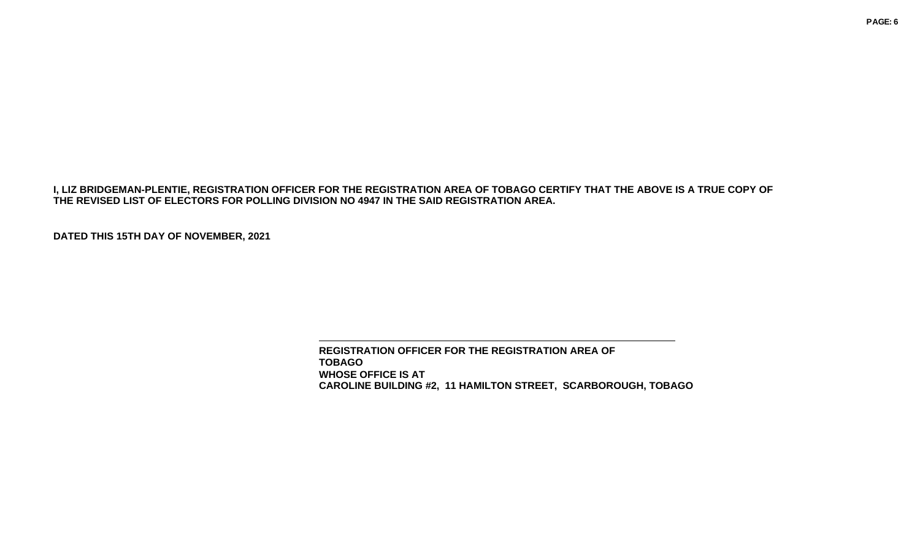**I, LIZ BRIDGEMAN-PLENTIE, REGISTRATION OFFICER FOR THE REGISTRATION AREA OF TOBAGO CERTIFY THAT THE ABOVE IS A TRUE COPY OF THE REVISED LIST OF ELECTORS FOR POLLING DIVISION NO 4947 IN THE SAID REGISTRATION AREA.**

**DATED THIS 15TH DAY OF NOVEMBER, 2021**

---

**REGISTRATION OFFICER FOR THE REGISTRATION AREA OF TOBAGO**
**WHOSE OFFICE IS AT**
**CAROLINE BUILDING #2, 11 HAMILTON STREET, SCARBOROUGH, TOBAGO**